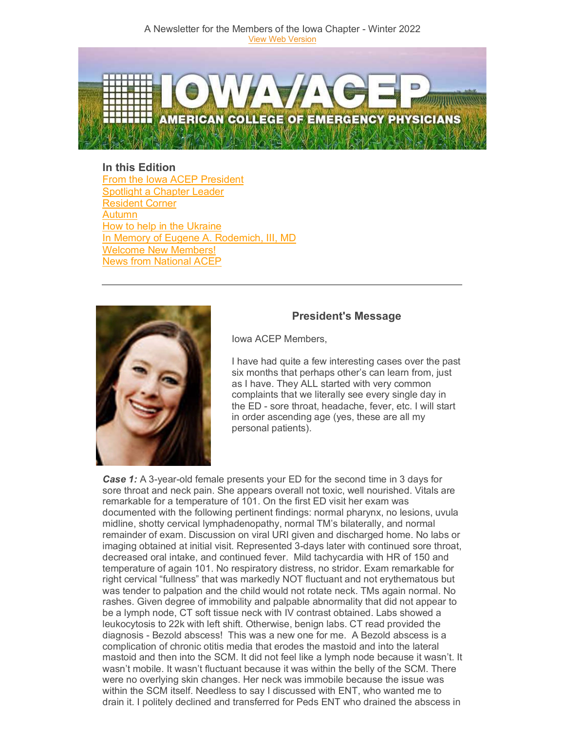A Newsletter for the Members of the Iowa Chapter - Winter 2022
View Web Version

# IOWA/ACEP
AMERICAN COLLEGE OF EMERGENCY PHYSICIANS

### In this Edition

- From the Iowa ACEP President
- Spotlight a Chapter Leader
- Resident Corner
- Autumn
- How to help in the Ukraine
- In Memory of Eugene A. Rodemich, III, MD
- Welcome New Members!
- News from National ACEP

---

## President's Message

Iowa ACEP Members,

I have had quite a few interesting cases over the past six months that perhaps other's can learn from, just as I have. They ALL started with very common complaints that we literally see every single day in the ED - sore throat, headache, fever, etc. I will start in order ascending age (yes, these are all my personal patients).

***Case 1:*** A 3-year-old female presents your ED for the second time in 3 days for sore throat and neck pain. She appears overall not toxic, well nourished. Vitals are remarkable for a temperature of 101. On the first ED visit her exam was documented with the following pertinent findings: normal pharynx, no lesions, uvula midline, shotty cervical lymphadenopathy, normal TM's bilaterally, and normal remainder of exam. Discussion on viral URI given and discharged home. No labs or imaging obtained at initial visit. Represented 3-days later with continued sore throat, decreased oral intake, and continued fever. Mild tachycardia with HR of 150 and temperature of again 101. No respiratory distress, no stridor. Exam remarkable for right cervical "fullness" that was markedly NOT fluctuant and not erythematous but was tender to palpation and the child would not rotate neck. TMs again normal. No rashes. Given degree of immobility and palpable abnormality that did not appear to be a lymph node, CT soft tissue neck with IV contrast obtained. Labs showed a leukocytosis to 22k with left shift. Otherwise, benign labs. CT read provided the diagnosis - Bezold abscess! This was a new one for me. A Bezold abscess is a complication of chronic otitis media that erodes the mastoid and into the lateral mastoid and then into the SCM. It did not feel like a lymph node because it wasn't. It wasn't mobile. It wasn't fluctuant because it was within the belly of the SCM. There were no overlying skin changes. Her neck was immobile because the issue was within the SCM itself. Needless to say I discussed with ENT, who wanted me to drain it. I politely declined and transferred for Peds ENT who drained the abscess in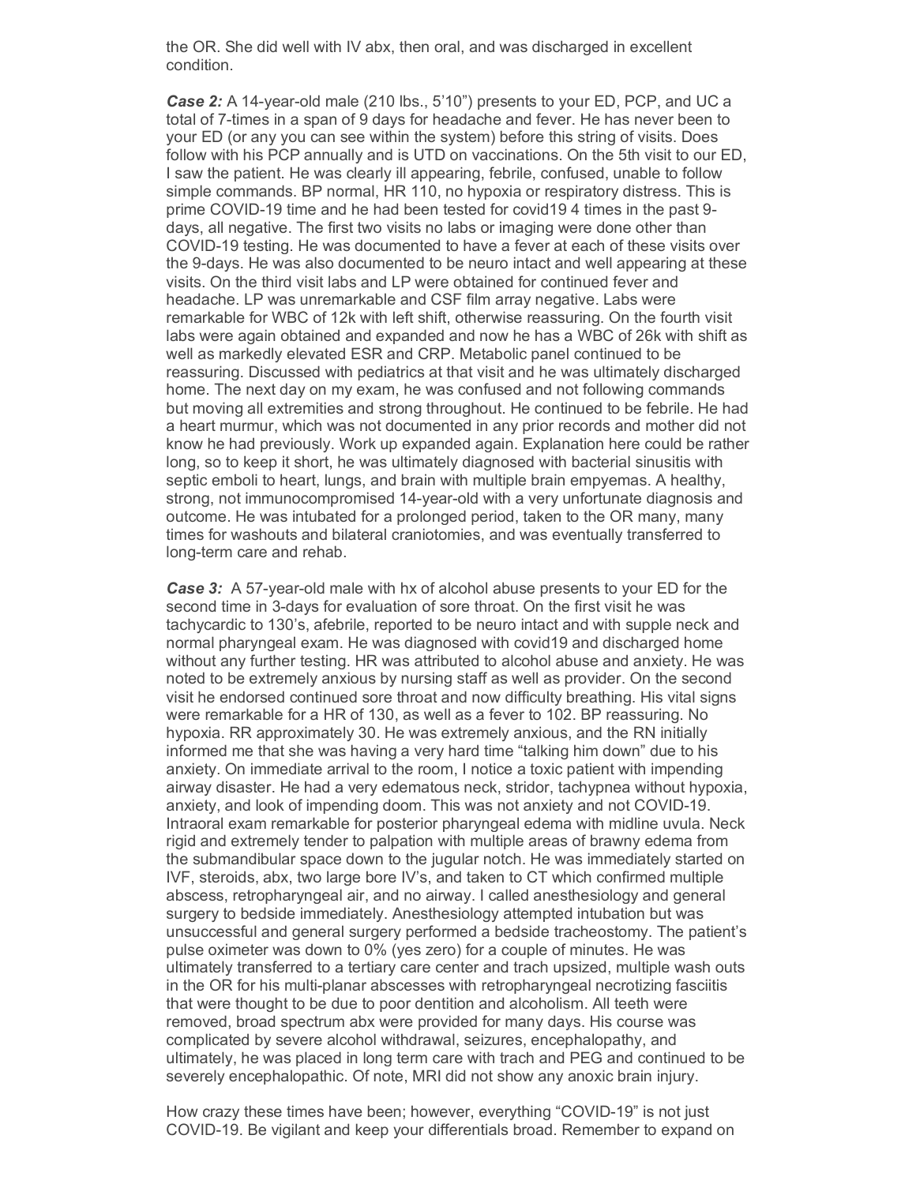the OR. She did well with IV abx, then oral, and was discharged in excellent condition.

***Case 2:*** A 14-year-old male (210 lbs., 5'10") presents to your ED, PCP, and UC a total of 7-times in a span of 9 days for headache and fever. He has never been to your ED (or any you can see within the system) before this string of visits. Does follow with his PCP annually and is UTD on vaccinations. On the 5th visit to our ED, I saw the patient. He was clearly ill appearing, febrile, confused, unable to follow simple commands. BP normal, HR 110, no hypoxia or respiratory distress. This is prime COVID-19 time and he had been tested for covid19 4 times in the past 9-days, all negative. The first two visits no labs or imaging were done other than COVID-19 testing. He was documented to have a fever at each of these visits over the 9-days. He was also documented to be neuro intact and well appearing at these visits. On the third visit labs and LP were obtained for continued fever and headache. LP was unremarkable and CSF film array negative. Labs were remarkable for WBC of 12k with left shift, otherwise reassuring. On the fourth visit labs were again obtained and expanded and now he has a WBC of 26k with shift as well as markedly elevated ESR and CRP. Metabolic panel continued to be reassuring. Discussed with pediatrics at that visit and he was ultimately discharged home. The next day on my exam, he was confused and not following commands but moving all extremities and strong throughout. He continued to be febrile. He had a heart murmur, which was not documented in any prior records and mother did not know he had previously. Work up expanded again. Explanation here could be rather long, so to keep it short, he was ultimately diagnosed with bacterial sinusitis with septic emboli to heart, lungs, and brain with multiple brain empyemas. A healthy, strong, not immunocompromised 14-year-old with a very unfortunate diagnosis and outcome. He was intubated for a prolonged period, taken to the OR many, many times for washouts and bilateral craniotomies, and was eventually transferred to long-term care and rehab.

***Case 3:*** A 57-year-old male with hx of alcohol abuse presents to your ED for the second time in 3-days for evaluation of sore throat. On the first visit he was tachycardic to 130's, afebrile, reported to be neuro intact and with supple neck and normal pharyngeal exam. He was diagnosed with covid19 and discharged home without any further testing. HR was attributed to alcohol abuse and anxiety. He was noted to be extremely anxious by nursing staff as well as provider. On the second visit he endorsed continued sore throat and now difficulty breathing. His vital signs were remarkable for a HR of 130, as well as a fever to 102. BP reassuring. No hypoxia. RR approximately 30. He was extremely anxious, and the RN initially informed me that she was having a very hard time "talking him down" due to his anxiety. On immediate arrival to the room, I notice a toxic patient with impending airway disaster. He had a very edematous neck, stridor, tachypnea without hypoxia, anxiety, and look of impending doom. This was not anxiety and not COVID-19. Intraoral exam remarkable for posterior pharyngeal edema with midline uvula. Neck rigid and extremely tender to palpation with multiple areas of brawny edema from the submandibular space down to the jugular notch. He was immediately started on IVF, steroids, abx, two large bore IV's, and taken to CT which confirmed multiple abscess, retropharyngeal air, and no airway. I called anesthesiology and general surgery to bedside immediately. Anesthesiology attempted intubation but was unsuccessful and general surgery performed a bedside tracheostomy. The patient's pulse oximeter was down to 0% (yes zero) for a couple of minutes. He was ultimately transferred to a tertiary care center and trach upsized, multiple wash outs in the OR for his multi-planar abscesses with retropharyngeal necrotizing fasciitis that were thought to be due to poor dentition and alcoholism. All teeth were removed, broad spectrum abx were provided for many days. His course was complicated by severe alcohol withdrawal, seizures, encephalopathy, and ultimately, he was placed in long term care with trach and PEG and continued to be severely encephalopathic. Of note, MRI did not show any anoxic brain injury.

How crazy these times have been; however, everything "COVID-19" is not just COVID-19. Be vigilant and keep your differentials broad. Remember to expand on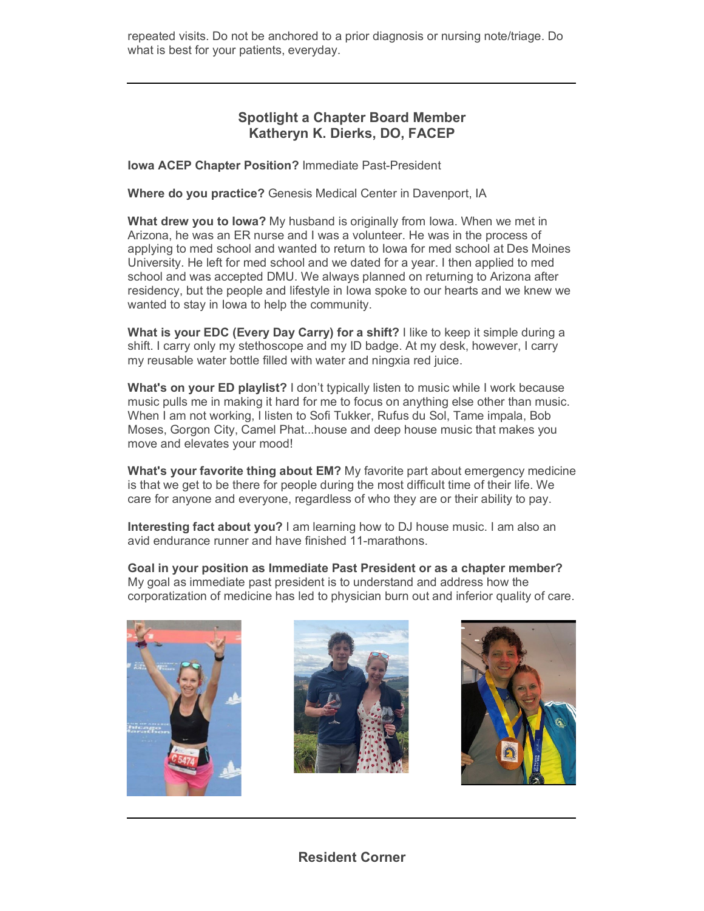repeated visits. Do not be anchored to a prior diagnosis or nursing note/triage. Do what is best for your patients, everyday.

---

## Spotlight a Chapter Board Member
## Katheryn K. Dierks, DO, FACEP

**Iowa ACEP Chapter Position?** Immediate Past-President

**Where do you practice?** Genesis Medical Center in Davenport, IA

**What drew you to Iowa?** My husband is originally from Iowa. When we met in Arizona, he was an ER nurse and I was a volunteer. He was in the process of applying to med school and wanted to return to Iowa for med school at Des Moines University. He left for med school and we dated for a year. I then applied to med school and was accepted DMU. We always planned on returning to Arizona after residency, but the people and lifestyle in Iowa spoke to our hearts and we knew we wanted to stay in Iowa to help the community.

**What is your EDC (Every Day Carry) for a shift?** I like to keep it simple during a shift. I carry only my stethoscope and my ID badge. At my desk, however, I carry my reusable water bottle filled with water and ningxia red juice.

**What's on your ED playlist?** I don't typically listen to music while I work because music pulls me in making it hard for me to focus on anything else other than music. When I am not working, I listen to Sofi Tukker, Rufus du Sol, Tame impala, Bob Moses, Gorgon City, Camel Phat...house and deep house music that makes you move and elevates your mood!

**What's your favorite thing about EM?** My favorite part about emergency medicine is that we get to be there for people during the most difficult time of their life. We care for anyone and everyone, regardless of who they are or their ability to pay.

**Interesting fact about you?** I am learning how to DJ house music. I am also an avid endurance runner and have finished 11-marathons.

**Goal in your position as Immediate Past President or as a chapter member?** My goal as immediate past president is to understand and address how the corporatization of medicine has led to physician burn out and inferior quality of care.

---

## Resident Corner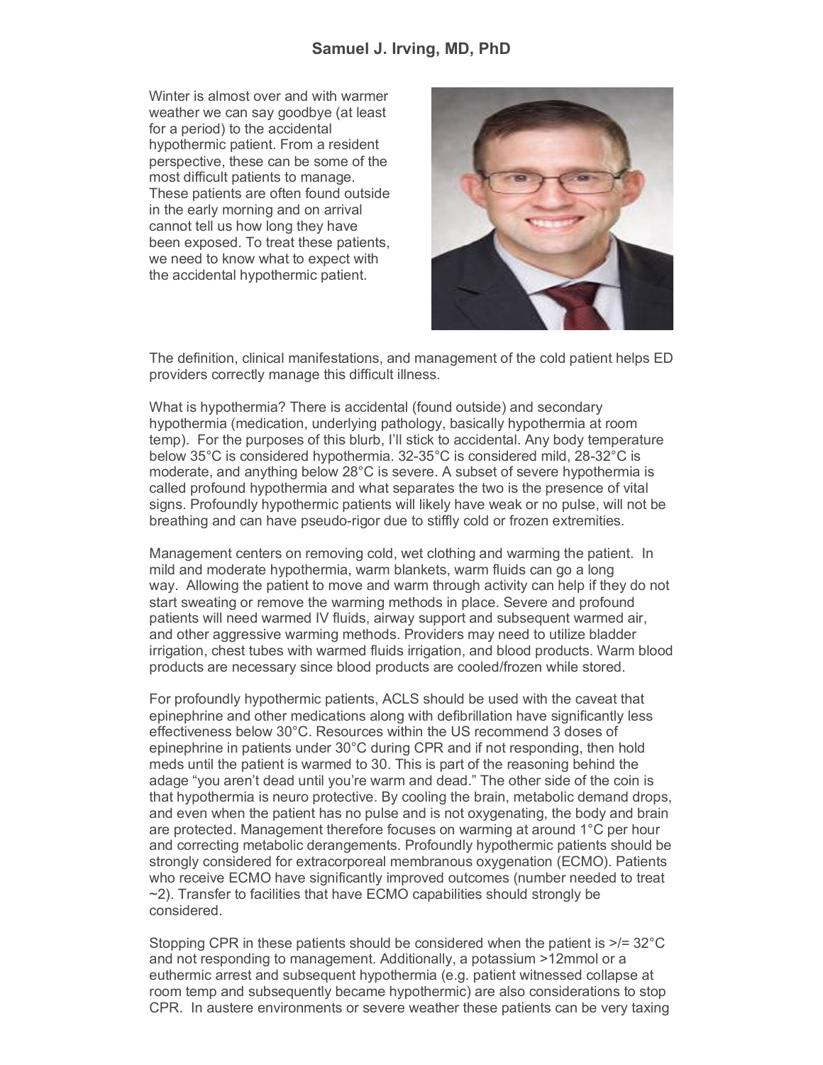## Samuel J. Irving, MD, PhD

Winter is almost over and with warmer weather we can say goodbye (at least for a period) to the accidental hypothermic patient. From a resident perspective, these can be some of the most difficult patients to manage. These patients are often found outside in the early morning and on arrival cannot tell us how long they have been exposed. To treat these patients, we need to know what to expect with the accidental hypothermic patient.

The definition, clinical manifestations, and management of the cold patient helps ED providers correctly manage this difficult illness.

What is hypothermia? There is accidental (found outside) and secondary hypothermia (medication, underlying pathology, basically hypothermia at room temp). For the purposes of this blurb, I'll stick to accidental. Any body temperature below 35°C is considered hypothermia. 32-35°C is considered mild, 28-32°C is moderate, and anything below 28°C is severe. A subset of severe hypothermia is called profound hypothermia and what separates the two is the presence of vital signs. Profoundly hypothermic patients will likely have weak or no pulse, will not be breathing and can have pseudo-rigor due to stiffly cold or frozen extremities.

Management centers on removing cold, wet clothing and warming the patient. In mild and moderate hypothermia, warm blankets, warm fluids can go a long way. Allowing the patient to move and warm through activity can help if they do not start sweating or remove the warming methods in place. Severe and profound patients will need warmed IV fluids, airway support and subsequent warmed air, and other aggressive warming methods. Providers may need to utilize bladder irrigation, chest tubes with warmed fluids irrigation, and blood products. Warm blood products are necessary since blood products are cooled/frozen while stored.

For profoundly hypothermic patients, ACLS should be used with the caveat that epinephrine and other medications along with defibrillation have significantly less effectiveness below 30°C. Resources within the US recommend 3 doses of epinephrine in patients under 30°C during CPR and if not responding, then hold meds until the patient is warmed to 30. This is part of the reasoning behind the adage "you aren't dead until you're warm and dead." The other side of the coin is that hypothermia is neuro protective. By cooling the brain, metabolic demand drops, and even when the patient has no pulse and is not oxygenating, the body and brain are protected. Management therefore focuses on warming at around 1°C per hour and correcting metabolic derangements. Profoundly hypothermic patients should be strongly considered for extracorporeal membranous oxygenation (ECMO). Patients who receive ECMO have significantly improved outcomes (number needed to treat ~2). Transfer to facilities that have ECMO capabilities should strongly be considered.

Stopping CPR in these patients should be considered when the patient is >/= 32°C and not responding to management. Additionally, a potassium >12mmol or a euthermic arrest and subsequent hypothermia (e.g. patient witnessed collapse at room temp and subsequently became hypothermic) are also considerations to stop CPR. In austere environments or severe weather these patients can be very taxing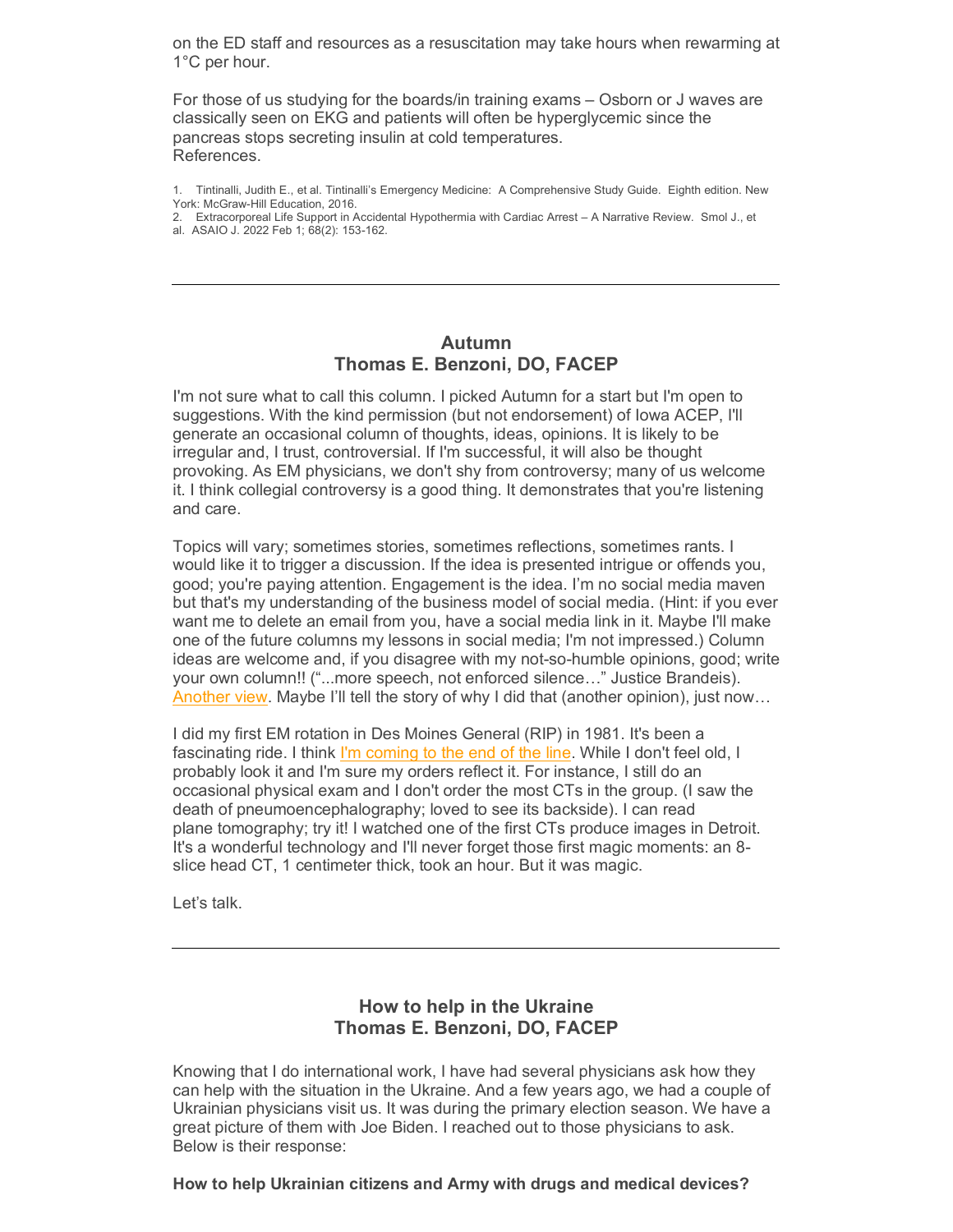on the ED staff and resources as a resuscitation may take hours when rewarming at 1°C per hour.

For those of us studying for the boards/in training exams – Osborn or J waves are classically seen on EKG and patients will often be hyperglycemic since the pancreas stops secreting insulin at cold temperatures.
References.

1. Tintinalli, Judith E., et al. Tintinalli's Emergency Medicine: A Comprehensive Study Guide. Eighth edition. New York: McGraw-Hill Education, 2016.
2. Extracorporeal Life Support in Accidental Hypothermia with Cardiac Arrest – A Narrative Review. Smol J., et al. ASAIO J. 2022 Feb 1; 68(2): 153-162.

---

## Autumn
## Thomas E. Benzoni, DO, FACEP

I'm not sure what to call this column. I picked Autumn for a start but I'm open to suggestions. With the kind permission (but not endorsement) of Iowa ACEP, I'll generate an occasional column of thoughts, ideas, opinions. It is likely to be irregular and, I trust, controversial. If I'm successful, it will also be thought provoking. As EM physicians, we don't shy from controversy; many of us welcome it. I think collegial controversy is a good thing. It demonstrates that you're listening and care.

Topics will vary; sometimes stories, sometimes reflections, sometimes rants. I would like it to trigger a discussion. If the idea is presented intrigue or offends you, good; you're paying attention. Engagement is the idea. I'm no social media maven but that's my understanding of the business model of social media. (Hint: if you ever want me to delete an email from you, have a social media link in it. Maybe I'll make one of the future columns my lessons in social media; I'm not impressed.) Column ideas are welcome and, if you disagree with my not-so-humble opinions, good; write your own column!! ("...more speech, not enforced silence…" Justice Brandeis). Another view. Maybe I'll tell the story of why I did that (another opinion), just now…

I did my first EM rotation in Des Moines General (RIP) in 1981. It's been a fascinating ride. I think I'm coming to the end of the line. While I don't feel old, I probably look it and I'm sure my orders reflect it. For instance, I still do an occasional physical exam and I don't order the most CTs in the group. (I saw the death of pneumoencephalography; loved to see its backside). I can read plane tomography; try it! I watched one of the first CTs produce images in Detroit. It's a wonderful technology and I'll never forget those first magic moments: an 8-slice head CT, 1 centimeter thick, took an hour. But it was magic.

Let's talk.

---

## How to help in the Ukraine
## Thomas E. Benzoni, DO, FACEP

Knowing that I do international work, I have had several physicians ask how they can help with the situation in the Ukraine. And a few years ago, we had a couple of Ukrainian physicians visit us. It was during the primary election season. We have a great picture of them with Joe Biden. I reached out to those physicians to ask. Below is their response:

**How to help Ukrainian citizens and Army with drugs and medical devices?**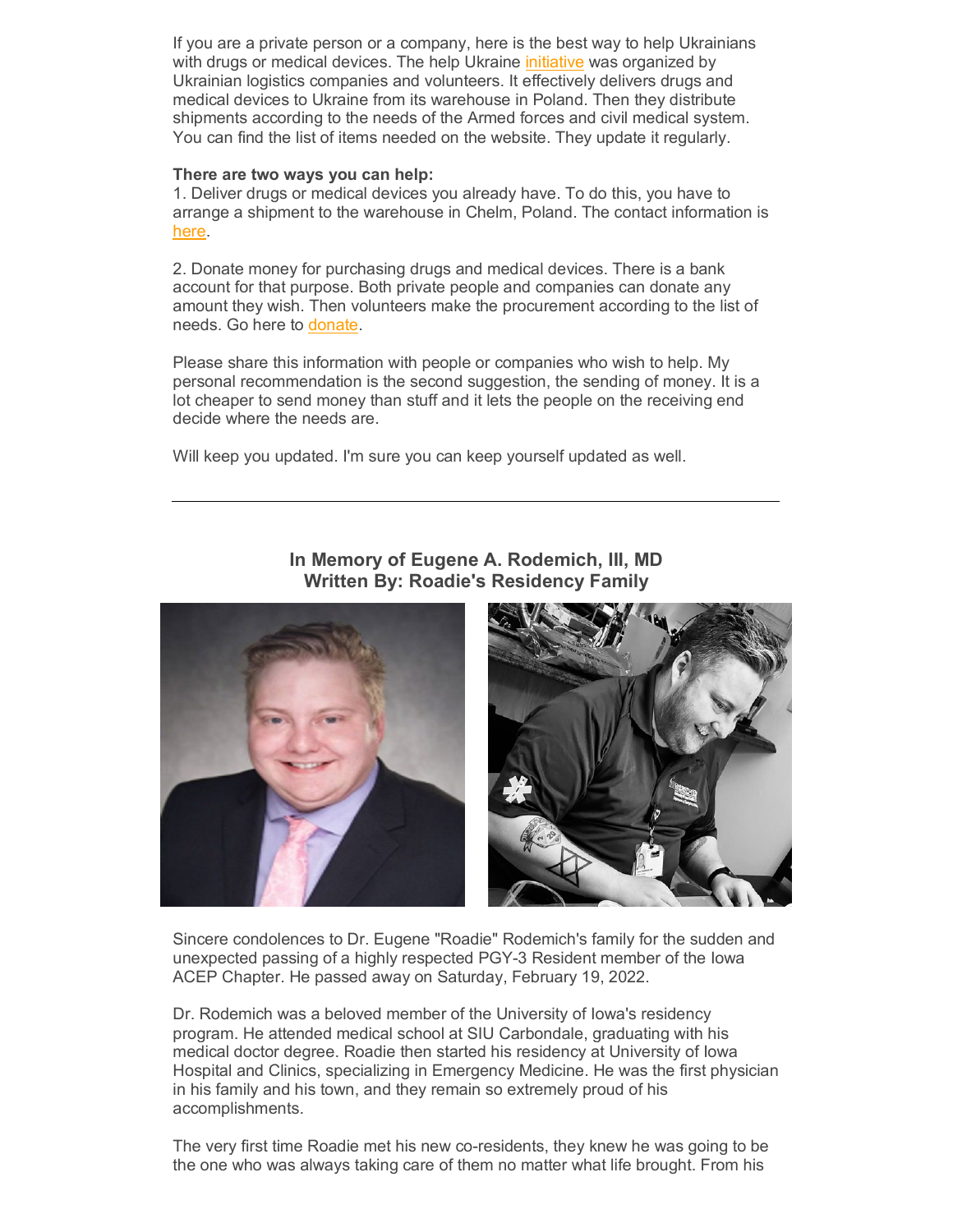If you are a private person or a company, here is the best way to help Ukrainians with drugs or medical devices. The help Ukraine initiative was organized by Ukrainian logistics companies and volunteers. It effectively delivers drugs and medical devices to Ukraine from its warehouse in Poland. Then they distribute shipments according to the needs of the Armed forces and civil medical system. You can find the list of items needed on the website. They update it regularly.

**There are two ways you can help:**

1. Deliver drugs or medical devices you already have. To do this, you have to arrange a shipment to the warehouse in Chelm, Poland. The contact information is here.

2. Donate money for purchasing drugs and medical devices. There is a bank account for that purpose. Both private people and companies can donate any amount they wish. Then volunteers make the procurement according to the list of needs. Go here to donate.

Please share this information with people or companies who wish to help. My personal recommendation is the second suggestion, the sending of money. It is a lot cheaper to send money than stuff and it lets the people on the receiving end decide where the needs are.

Will keep you updated. I'm sure you can keep yourself updated as well.

---

## In Memory of Eugene A. Rodemich, III, MD
### Written By: Roadie's Residency Family

Sincere condolences to Dr. Eugene "Roadie" Rodemich's family for the sudden and unexpected passing of a highly respected PGY-3 Resident member of the Iowa ACEP Chapter. He passed away on Saturday, February 19, 2022.

Dr. Rodemich was a beloved member of the University of Iowa's residency program. He attended medical school at SIU Carbondale, graduating with his medical doctor degree. Roadie then started his residency at University of Iowa Hospital and Clinics, specializing in Emergency Medicine. He was the first physician in his family and his town, and they remain so extremely proud of his accomplishments.

The very first time Roadie met his new co-residents, they knew he was going to be the one who was always taking care of them no matter what life brought. From his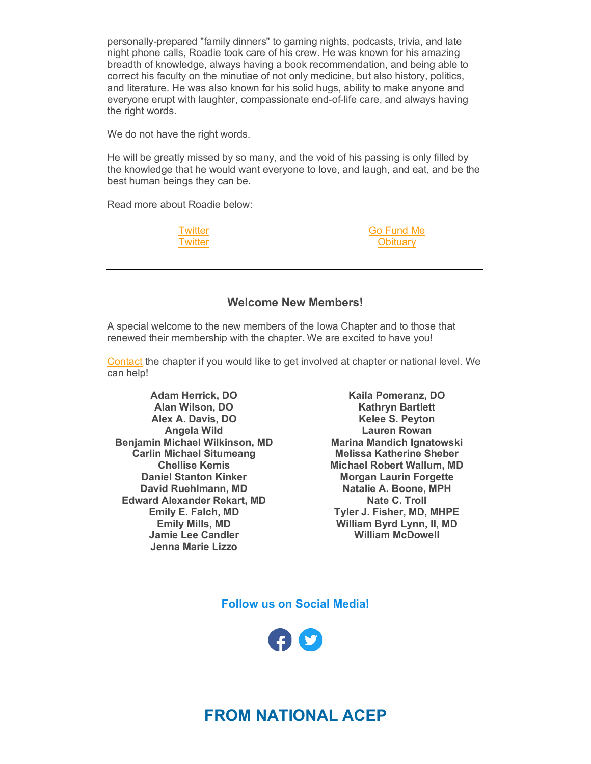personally-prepared "family dinners" to gaming nights, podcasts, trivia, and late night phone calls, Roadie took care of his crew. He was known for his amazing breadth of knowledge, always having a book recommendation, and being able to correct his faculty on the minutiae of not only medicine, but also history, politics, and literature. He was also known for his solid hugs, ability to make anyone and everyone erupt with laughter, compassionate end-of-life care, and always having the right words.

We do not have the right words.

He will be greatly missed by so many, and the void of his passing is only filled by the knowledge that he would want everyone to love, and laugh, and eat, and be the best human beings they can be.

Read more about Roadie below:

Twitter
Twitter

Go Fund Me
Obituary

---

### Welcome New Members!

A special welcome to the new members of the Iowa Chapter and to those that renewed their membership with the chapter. We are excited to have you!

Contact the chapter if you would like to get involved at chapter or national level. We can help!

**Adam Herrick, DO**
**Alan Wilson, DO**
**Alex A. Davis, DO**
**Angela Wild**
**Benjamin Michael Wilkinson, MD**
**Carlin Michael Situmeang**
**Chellise Kemis**
**Daniel Stanton Kinker**
**David Ruehlmann, MD**
**Edward Alexander Rekart, MD**
**Emily E. Falch, MD**
**Emily Mills, MD**
**Jamie Lee Candler**
**Jenna Marie Lizzo**
**Kaila Pomeranz, DO**
**Kathryn Bartlett**
**Kelee S. Peyton**
**Lauren Rowan**
**Marina Mandich Ignatowski**
**Melissa Katherine Sheber**
**Michael Robert Wallum, MD**
**Morgan Laurin Forgette**
**Natalie A. Boone, MPH**
**Nate C. Troll**
**Tyler J. Fisher, MD, MHPE**
**William Byrd Lynn, II, MD**
**William McDowell**

---

### Follow us on Social Media!

---

## FROM NATIONAL ACEP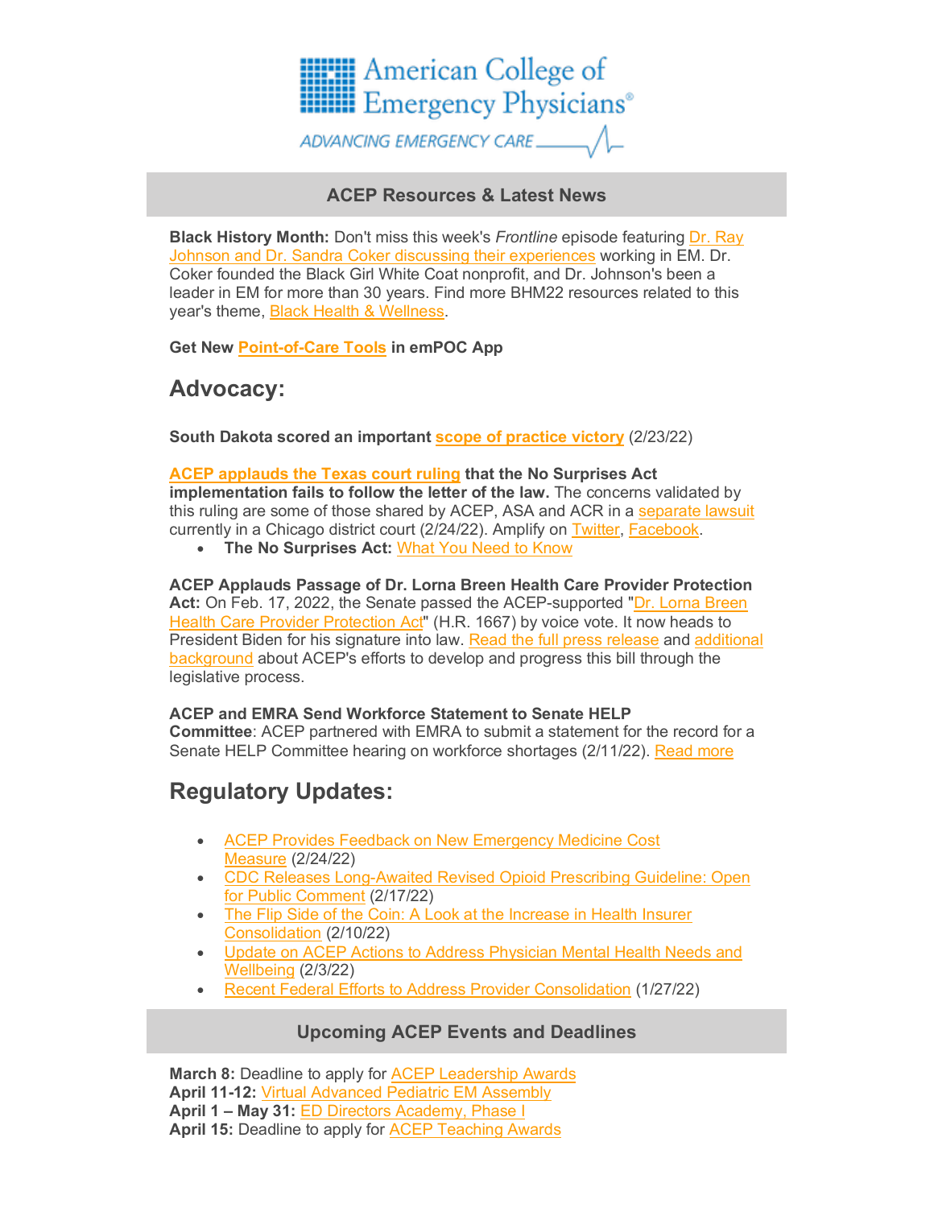American College of Emergency Physicians®

ADVANCING EMERGENCY CARE

## ACEP Resources & Latest News

**Black History Month:** Don't miss this week's *Frontline* episode featuring Dr. Ray Johnson and Dr. Sandra Coker discussing their experiences working in EM. Dr. Coker founded the Black Girl White Coat nonprofit, and Dr. Johnson's been a leader in EM for more than 30 years. Find more BHM22 resources related to this year's theme, Black Health & Wellness.

**Get New Point-of-Care Tools in emPOC App**

# Advocacy:

**South Dakota scored an important scope of practice victory** (2/23/22)

**ACEP applauds the Texas court ruling that the No Surprises Act implementation fails to follow the letter of the law.** The concerns validated by this ruling are some of those shared by ACEP, ASA and ACR in a separate lawsuit currently in a Chicago district court (2/24/22). Amplify on Twitter, Facebook.

- **The No Surprises Act:** What You Need to Know

**ACEP Applauds Passage of Dr. Lorna Breen Health Care Provider Protection Act:** On Feb. 17, 2022, the Senate passed the ACEP-supported "Dr. Lorna Breen Health Care Provider Protection Act" (H.R. 1667) by voice vote. It now heads to President Biden for his signature into law. Read the full press release and additional background about ACEP's efforts to develop and progress this bill through the legislative process.

**ACEP and EMRA Send Workforce Statement to Senate HELP Committee**: ACEP partnered with EMRA to submit a statement for the record for a Senate HELP Committee hearing on workforce shortages (2/11/22). Read more

# Regulatory Updates:

- ACEP Provides Feedback on New Emergency Medicine Cost Measure (2/24/22)
- CDC Releases Long-Awaited Revised Opioid Prescribing Guideline: Open for Public Comment (2/17/22)
- The Flip Side of the Coin: A Look at the Increase in Health Insurer Consolidation (2/10/22)
- Update on ACEP Actions to Address Physician Mental Health Needs and Wellbeing (2/3/22)
- Recent Federal Efforts to Address Provider Consolidation (1/27/22)

## Upcoming ACEP Events and Deadlines

**March 8:** Deadline to apply for ACEP Leadership Awards
**April 11-12:** Virtual Advanced Pediatric EM Assembly
**April 1 – May 31:** ED Directors Academy, Phase I
**April 15:** Deadline to apply for ACEP Teaching Awards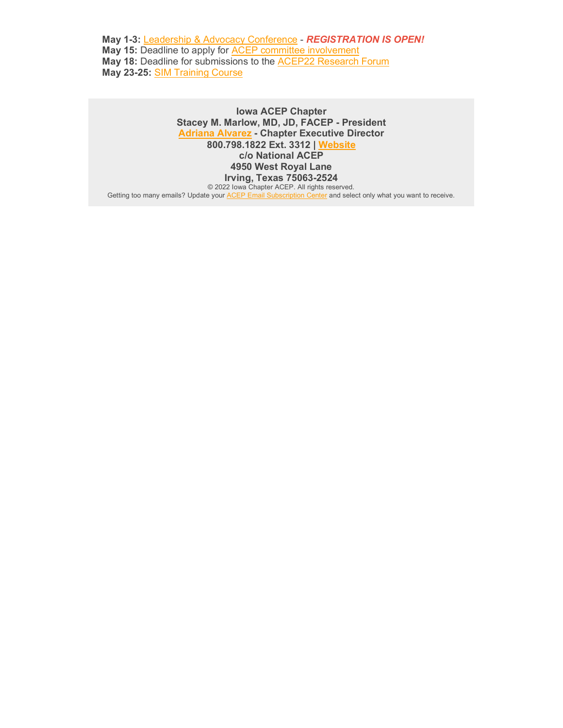**May 1-3:** Leadership & Advocacy Conference - ***REGISTRATION IS OPEN!***
**May 15:** Deadline to apply for ACEP committee involvement
**May 18:** Deadline for submissions to the ACEP22 Research Forum
**May 23-25:** SIM Training Course

**Iowa ACEP Chapter**
**Stacey M. Marlow, MD, JD, FACEP - President**
**Adriana Alvarez - Chapter Executive Director**
**800.798.1822 Ext. 3312 | Website**
**c/o National ACEP**
**4950 West Royal Lane**
**Irving, Texas 75063-2524**
© 2022 Iowa Chapter ACEP. All rights reserved.
Getting too many emails? Update your ACEP Email Subscription Center and select only what you want to receive.